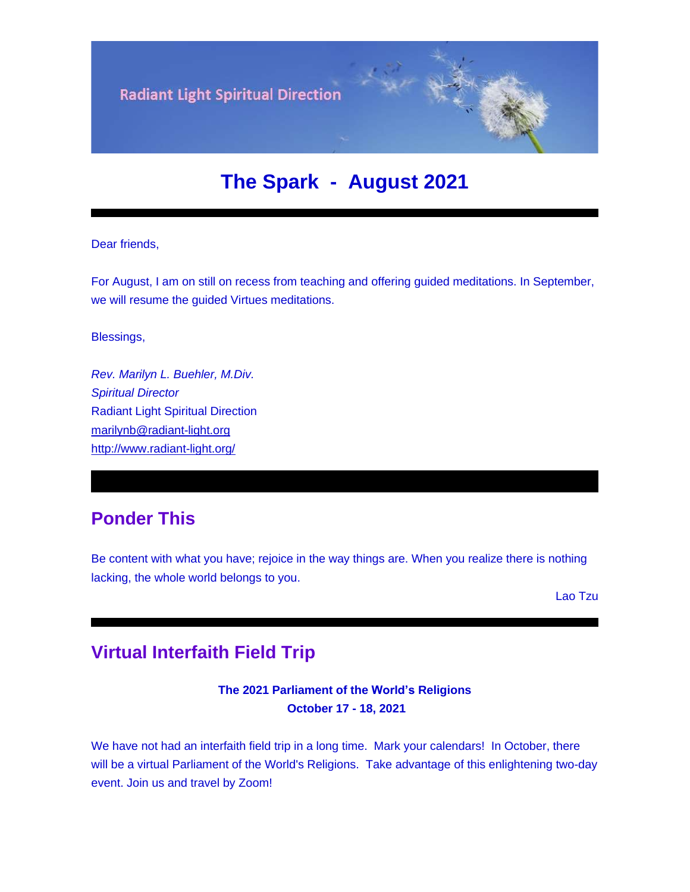Radiant Light Spiritual Direction

# The Spark - August 2021

Dear friends,

For August, I am on still on recess from teaching and offering guided meditations. In September, we will resume the guided Virtues meditations.

Blessings,

*Rev. Marilyn L. Buehler, M.Div.*
*Spiritual Director*
Radiant Light Spiritual Direction
marilynb@radiant-light.org
http://www.radiant-light.org/

## Ponder This

Be content with what you have; rejoice in the way things are. When you realize there is nothing lacking, the whole world belongs to you.

Lao Tzu

## Virtual Interfaith Field Trip

**The 2021 Parliament of the World's Religions**
**October 17 - 18, 2021**

We have not had an interfaith field trip in a long time. Mark your calendars! In October, there will be a virtual Parliament of the World's Religions. Take advantage of this enlightening two-day event. Join us and travel by Zoom!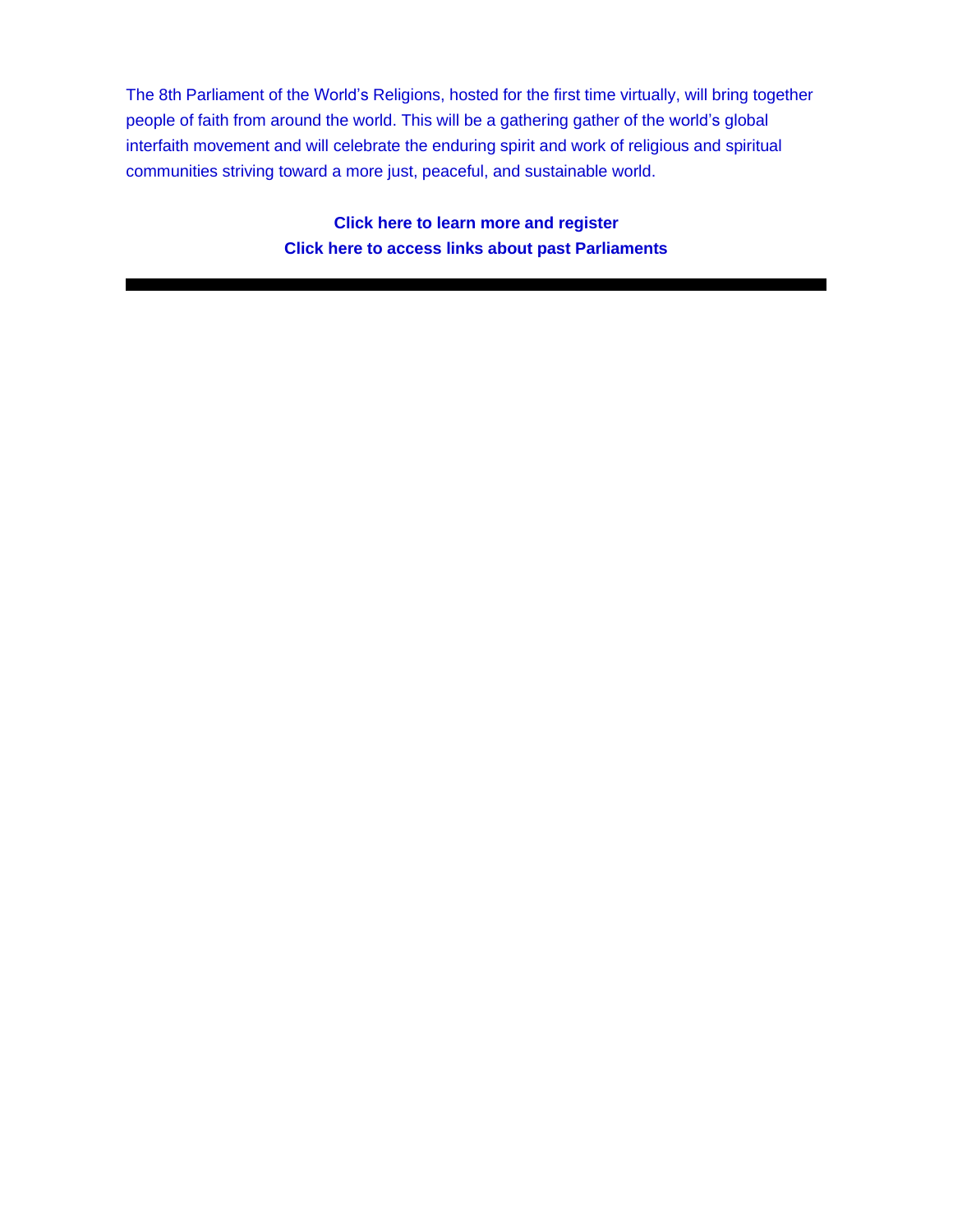The 8th Parliament of the World's Religions, hosted for the first time virtually, will bring together people of faith from around the world. This will be a gathering gather of the world's global interfaith movement and will celebrate the enduring spirit and work of religious and spiritual communities striving toward a more just, peaceful, and sustainable world.

**Click here to learn more and register**
**Click here to access links about past Parliaments**

---